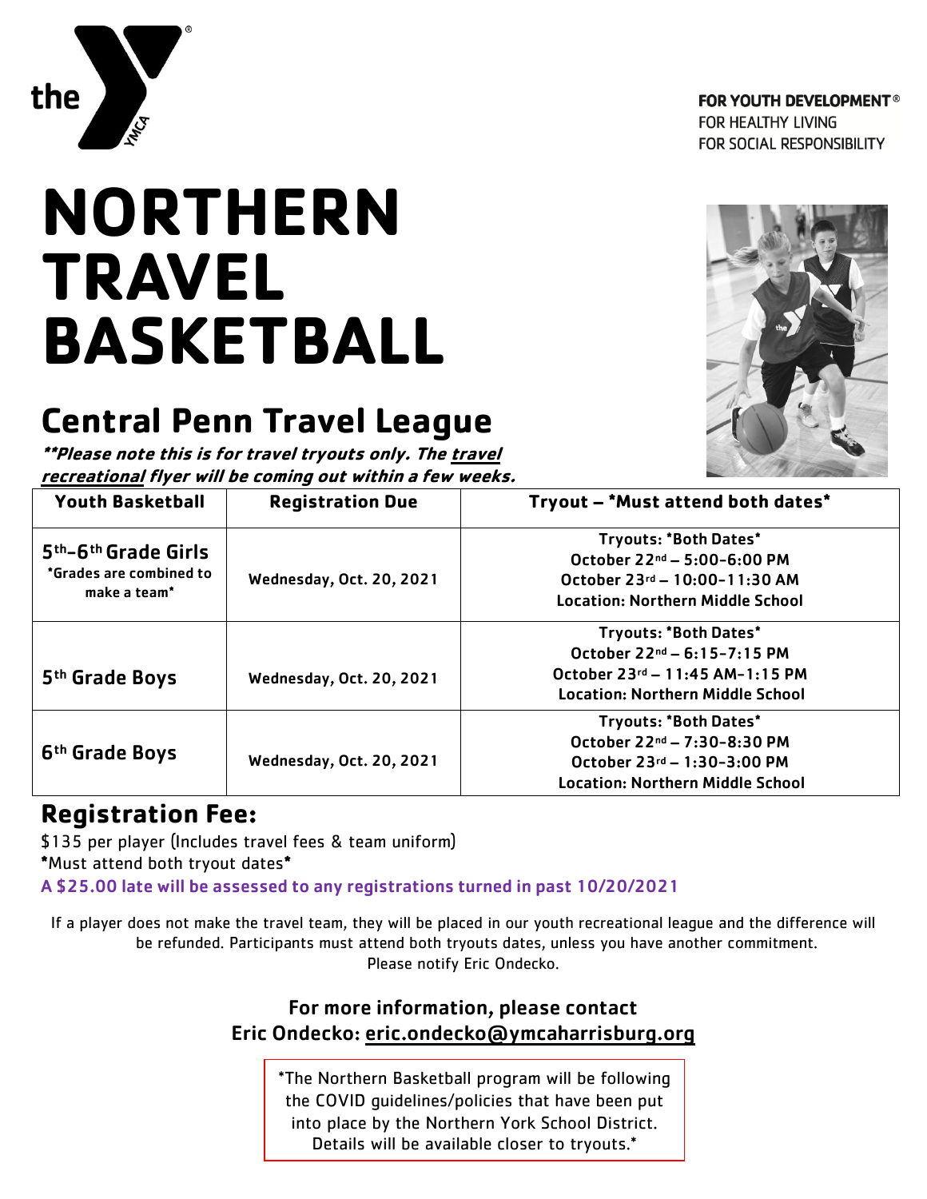FOR YOUTH DEVELOPMENT®
FOR HEALTHY LIVING
FOR SOCIAL RESPONSIBILITY

# NORTHERN TRAVEL BASKETBALL

## Central Penn Travel League

***\*Please note this is for travel tryouts only. The _travel recreational_ flyer will be coming out within a few weeks.**

| Youth Basketball | Registration Due | Tryout – *Must attend both dates* |
|---|---|---|
| **5th-6th Grade Girls** *Grades are combined to make a team* | Wednesday, Oct. 20, 2021 | Tryouts: *Both Dates* October 22nd – 5:00-6:00 PM October 23rd – 10:00-11:30 AM Location: Northern Middle School |
| **5th Grade Boys** | Wednesday, Oct. 20, 2021 | Tryouts: *Both Dates* October 22nd – 6:15-7:15 PM October 23rd – 11:45 AM-1:15 PM Location: Northern Middle School |
| **6th Grade Boys** | Wednesday, Oct. 20, 2021 | Tryouts: *Both Dates* October 22nd – 7:30-8:30 PM October 23rd – 1:30-3:00 PM Location: Northern Middle School |

## Registration Fee:

$135 per player (Includes travel fees & team uniform)
*Must attend both tryout dates*
A $25.00 late will be assessed to any registrations turned in past 10/20/2021

If a player does not make the travel team, they will be placed in our youth recreational league and the difference will be refunded. Participants must attend both tryouts dates, unless you have another commitment. Please notify Eric Ondecko.

**For more information, please contact**
**Eric Ondecko: eric.ondecko@ymcaharrisburg.org**

*The Northern Basketball program will be following the COVID guidelines/policies that have been put into place by the Northern York School District. Details will be available closer to tryouts.*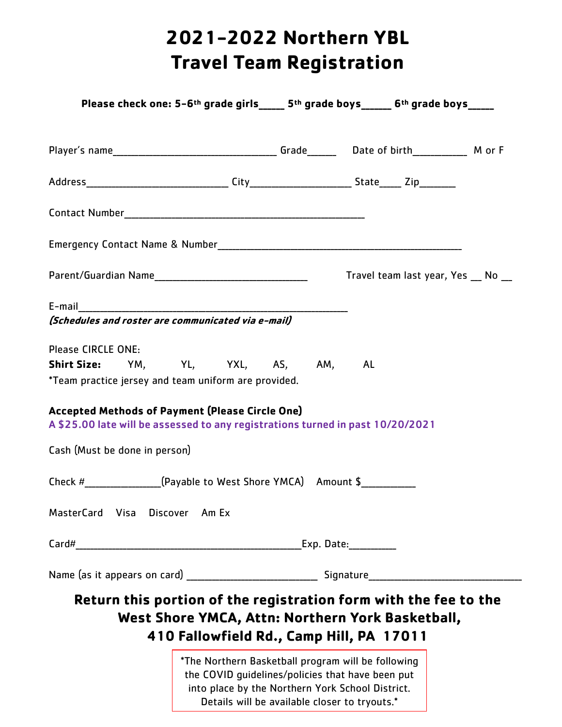# 2021-2022 Northern YBL Travel Team Registration

**Please check one: 5-6th grade girls____ 5th grade boys_____ 6th grade boys____**

Player's name______________________________ Grade_____ Date of birth__________ M or F

Address__________________________ City__________________ State____ Zip_______

Contact Number_____________________________________________

Emergency Contact Name & Number_____________________________________________

Parent/Guardian Name____________________________ Travel team last year, Yes __ No __

E-mail__________________________________________________

*(Schedules and roster are communicated via e-mail)*

Please CIRCLE ONE:

**Shirt Size:** YM, YL, YXL, AS, AM, AL

*Team practice jersey and team uniform are provided.

**Accepted Methods of Payment (Please Circle One)**

**A $25.00 late will be assessed to any registrations turned in past 10/20/2021**

Cash (Must be done in person)

Check #______________(Payable to West Shore YMCA) Amount $__________

MasterCard Visa Discover Am Ex

Card#__________________________________________Exp. Date:_________

Name (as it appears on card) ________________________ Signature____________________________

**Return this portion of the registration form with the fee to the West Shore YMCA, Attn: Northern York Basketball, 410 Fallowfield Rd., Camp Hill, PA 17011**

*The Northern Basketball program will be following the COVID guidelines/policies that have been put into place by the Northern York School District. Details will be available closer to tryouts.*